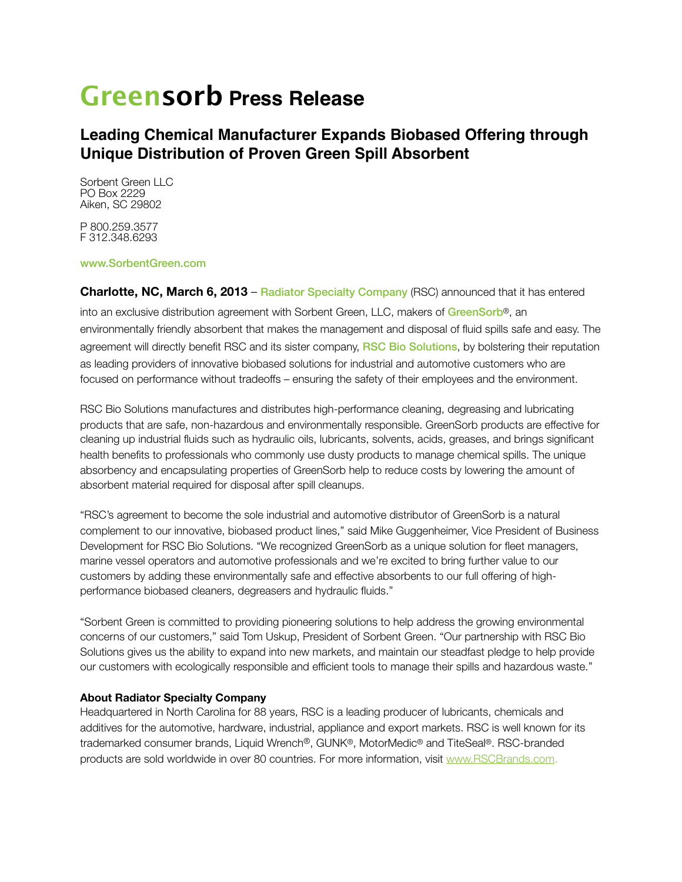# Greensorb Press Release

## Leading Chemical Manufacturer Expands Biobased Offering through Unique Distribution of Proven Green Spill Absorbent

Sorbent Green LLC
PO Box 2229
Aiken, SC 29802

P 800.259.3577
F 312.348.6293

www.SorbentGreen.com

**Charlotte, NC, March 6, 2013** – Radiator Specialty Company (RSC) announced that it has entered into an exclusive distribution agreement with Sorbent Green, LLC, makers of **GreenSorb**®, an environmentally friendly absorbent that makes the management and disposal of fluid spills safe and easy. The agreement will directly benefit RSC and its sister company, **RSC Bio Solutions**, by bolstering their reputation as leading providers of innovative biobased solutions for industrial and automotive customers who are focused on performance without tradeoffs – ensuring the safety of their employees and the environment.

RSC Bio Solutions manufactures and distributes high-performance cleaning, degreasing and lubricating products that are safe, non-hazardous and environmentally responsible. GreenSorb products are effective for cleaning up industrial fluids such as hydraulic oils, lubricants, solvents, acids, greases, and brings significant health benefits to professionals who commonly use dusty products to manage chemical spills. The unique absorbency and encapsulating properties of GreenSorb help to reduce costs by lowering the amount of absorbent material required for disposal after spill cleanups.

"RSC's agreement to become the sole industrial and automotive distributor of GreenSorb is a natural complement to our innovative, biobased product lines," said Mike Guggenheimer, Vice President of Business Development for RSC Bio Solutions. "We recognized GreenSorb as a unique solution for fleet managers, marine vessel operators and automotive professionals and we're excited to bring further value to our customers by adding these environmentally safe and effective absorbents to our full offering of high-performance biobased cleaners, degreasers and hydraulic fluids."

"Sorbent Green is committed to providing pioneering solutions to help address the growing environmental concerns of our customers," said Tom Uskup, President of Sorbent Green. "Our partnership with RSC Bio Solutions gives us the ability to expand into new markets, and maintain our steadfast pledge to help provide our customers with ecologically responsible and efficient tools to manage their spills and hazardous waste."

**About Radiator Specialty Company**

Headquartered in North Carolina for 88 years, RSC is a leading producer of lubricants, chemicals and additives for the automotive, hardware, industrial, appliance and export markets. RSC is well known for its trademarked consumer brands, Liquid Wrench®, GUNK®, MotorMedic® and TiteSeal®. RSC-branded products are sold worldwide in over 80 countries. For more information, visit www.RSCBrands.com.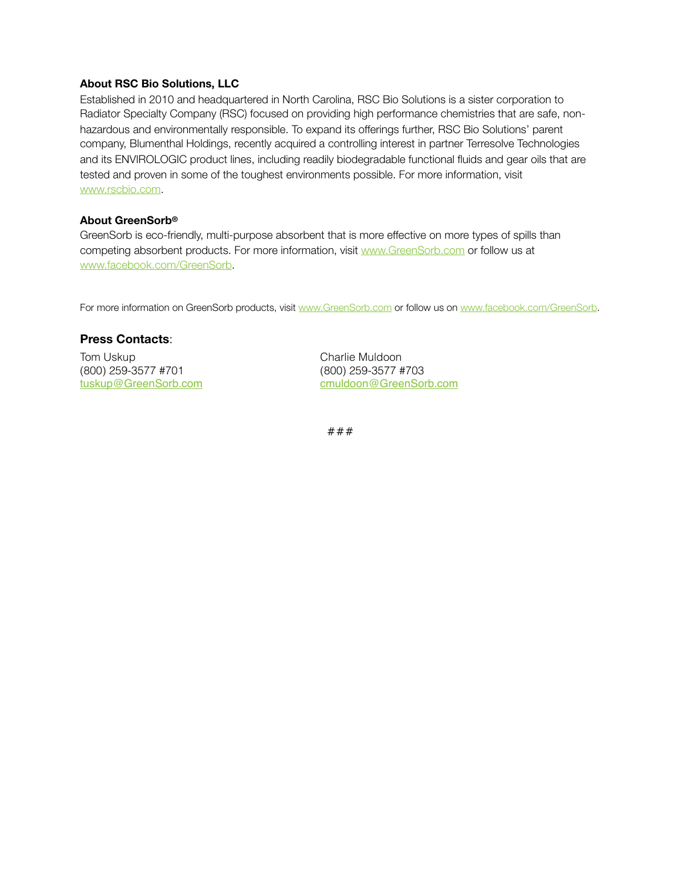**About RSC Bio Solutions, LLC**

Established in 2010 and headquartered in North Carolina, RSC Bio Solutions is a sister corporation to Radiator Specialty Company (RSC) focused on providing high performance chemistries that are safe, non-hazardous and environmentally responsible. To expand its offerings further, RSC Bio Solutions' parent company, Blumenthal Holdings, recently acquired a controlling interest in partner Terresolve Technologies and its ENVIROLOGIC product lines, including readily biodegradable functional fluids and gear oils that are tested and proven in some of the toughest environments possible. For more information, visit www.rscbio.com.

**About GreenSorb®**

GreenSorb is eco-friendly, multi-purpose absorbent that is more effective on more types of spills than competing absorbent products. For more information, visit www.GreenSorb.com or follow us at www.facebook.com/GreenSorb.

For more information on GreenSorb products, visit www.GreenSorb.com or follow us on www.facebook.com/GreenSorb.

**Press Contacts**:

Tom Uskup
(800) 259-3577 #701
tuskup@GreenSorb.com

Charlie Muldoon
(800) 259-3577 #703
cmuldoon@GreenSorb.com

###